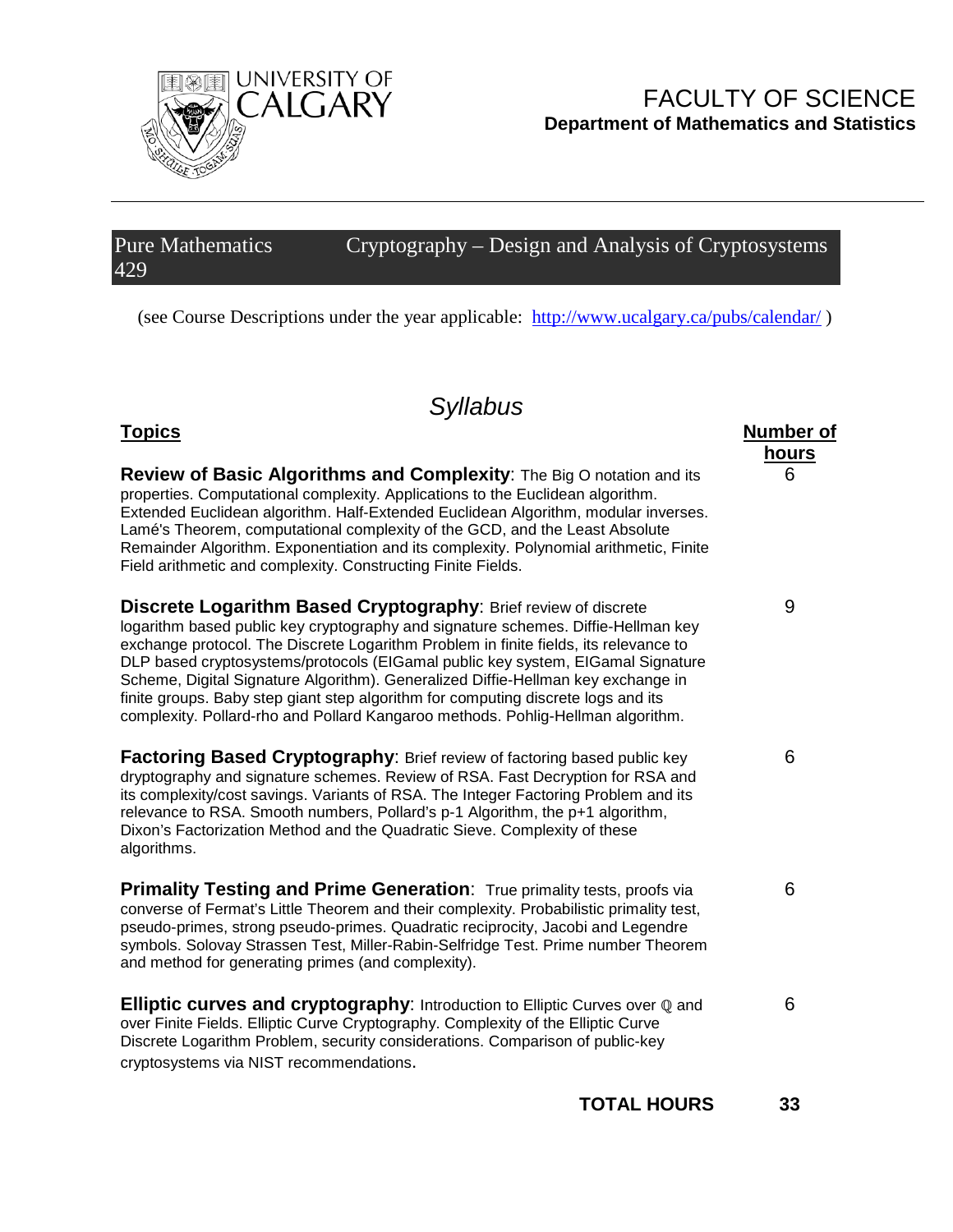UNIVERSITY OF CALGARY

FACULTY OF SCIENCE
**Department of Mathematics and Statistics**

---

# Pure Mathematics 429 — Cryptography – Design and Analysis of Cryptosystems

(see Course Descriptions under the year applicable: http://www.ucalgary.ca/pubs/calendar/ )

## *Syllabus*

| **Topics** | **Number of hours** |
|---|---|
| **Review of Basic Algorithms and Complexity**: The Big O notation and its properties. Computational complexity. Applications to the Euclidean algorithm. Extended Euclidean algorithm. Half-Extended Euclidean Algorithm, modular inverses. Lamé's Theorem, computational complexity of the GCD, and the Least Absolute Remainder Algorithm. Exponentiation and its complexity. Polynomial arithmetic, Finite Field arithmetic and complexity. Constructing Finite Fields. | 6 |
| **Discrete Logarithm Based Cryptography**: Brief review of discrete logarithm based public key cryptography and signature schemes. Diffie-Hellman key exchange protocol. The Discrete Logarithm Problem in finite fields, its relevance to DLP based cryptosystems/protocols (ElGamal public key system, ElGamal Signature Scheme, Digital Signature Algorithm). Generalized Diffie-Hellman key exchange in finite groups. Baby step giant step algorithm for computing discrete logs and its complexity. Pollard-rho and Pollard Kangaroo methods. Pohlig-Hellman algorithm. | 9 |
| **Factoring Based Cryptography**: Brief review of factoring based public key dryptography and signature schemes. Review of RSA. Fast Decryption for RSA and its complexity/cost savings. Variants of RSA. The Integer Factoring Problem and its relevance to RSA. Smooth numbers, Pollard's p-1 Algorithm, the p+1 algorithm, Dixon's Factorization Method and the Quadratic Sieve. Complexity of these algorithms. | 6 |
| **Primality Testing and Prime Generation**: True primality tests, proofs via converse of Fermat's Little Theorem and their complexity. Probabilistic primality test, pseudo-primes, strong pseudo-primes. Quadratic reciprocity, Jacobi and Legendre symbols. Solovay Strassen Test, Miller-Rabin-Selfridge Test. Prime number Theorem and method for generating primes (and complexity). | 6 |
| **Elliptic curves and cryptography**: Introduction to Elliptic Curves over $\mathbb{Q}$ and over Finite Fields. Elliptic Curve Cryptography. Complexity of the Elliptic Curve Discrete Logarithm Problem, security considerations. Comparison of public-key cryptosystems via NIST recommendations. | 6 |
| **TOTAL HOURS** | **33** |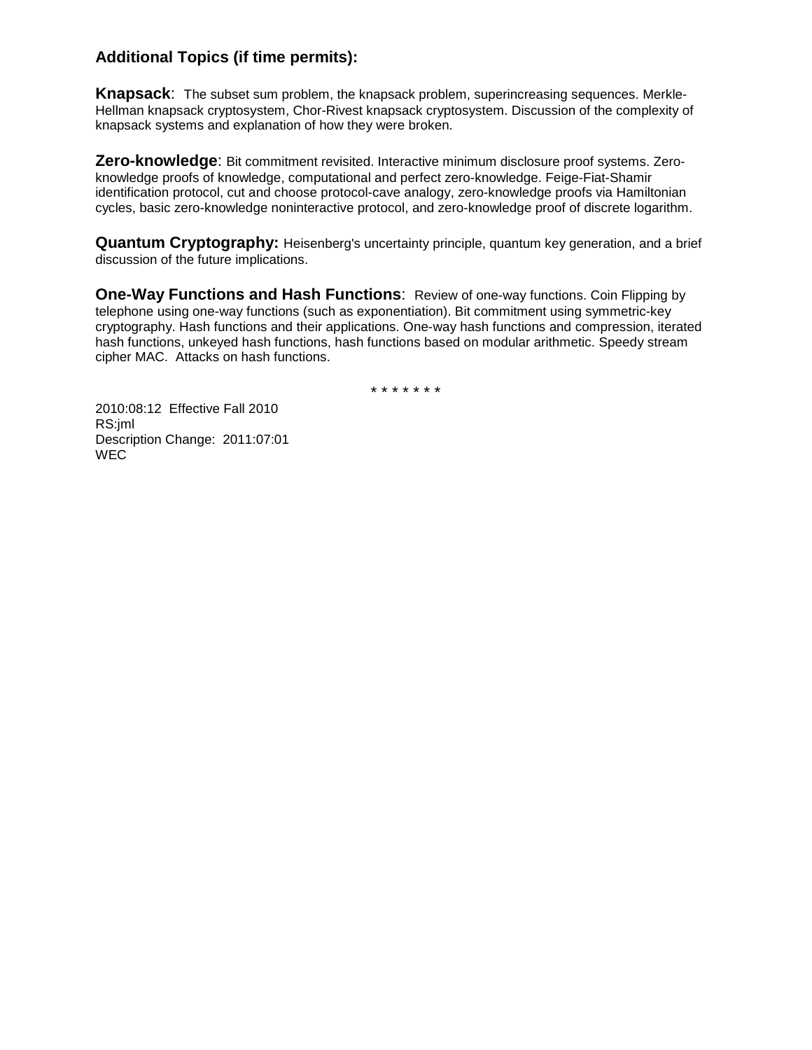### Additional Topics (if time permits):

**Knapsack**: The subset sum problem, the knapsack problem, superincreasing sequences. Merkle-Hellman knapsack cryptosystem, Chor-Rivest knapsack cryptosystem. Discussion of the complexity of knapsack systems and explanation of how they were broken.

**Zero-knowledge**: Bit commitment revisited. Interactive minimum disclosure proof systems. Zero-knowledge proofs of knowledge, computational and perfect zero-knowledge. Feige-Fiat-Shamir identification protocol, cut and choose protocol-cave analogy, zero-knowledge proofs via Hamiltonian cycles, basic zero-knowledge noninteractive protocol, and zero-knowledge proof of discrete logarithm.

**Quantum Cryptography:** Heisenberg's uncertainty principle, quantum key generation, and a brief discussion of the future implications.

**One-Way Functions and Hash Functions**: Review of one-way functions. Coin Flipping by telephone using one-way functions (such as exponentiation). Bit commitment using symmetric-key cryptography. Hash functions and their applications. One-way hash functions and compression, iterated hash functions, unkeyed hash functions, hash functions based on modular arithmetic. Speedy stream cipher MAC. Attacks on hash functions.

\* \* \* \* \* \* \*

2010:08:12 Effective Fall 2010
RS:jml
Description Change: 2011:07:01
WEC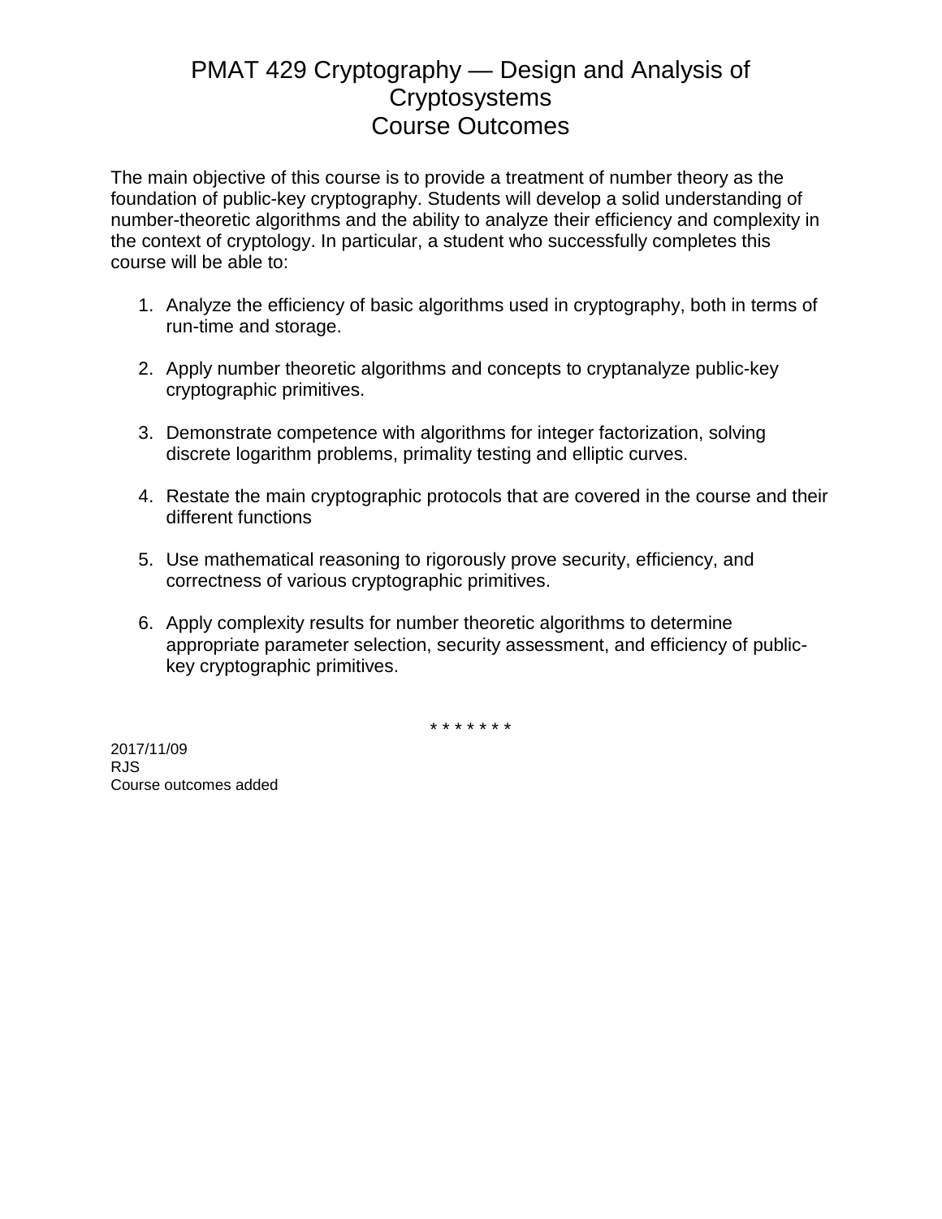# PMAT 429 Cryptography — Design and Analysis of Cryptosystems
# Course Outcomes

The main objective of this course is to provide a treatment of number theory as the foundation of public-key cryptography. Students will develop a solid understanding of number-theoretic algorithms and the ability to analyze their efficiency and complexity in the context of cryptology. In particular, a student who successfully completes this course will be able to:

1. Analyze the efficiency of basic algorithms used in cryptography, both in terms of run-time and storage.

2. Apply number theoretic algorithms and concepts to cryptanalyze public-key cryptographic primitives.

3. Demonstrate competence with algorithms for integer factorization, solving discrete logarithm problems, primality testing and elliptic curves.

4. Restate the main cryptographic protocols that are covered in the course and their different functions

5. Use mathematical reasoning to rigorously prove security, efficiency, and correctness of various cryptographic primitives.

6. Apply complexity results for number theoretic algorithms to determine appropriate parameter selection, security assessment, and efficiency of public-key cryptographic primitives.

\* \* \* \* \* \* \*

2017/11/09
RJS
Course outcomes added